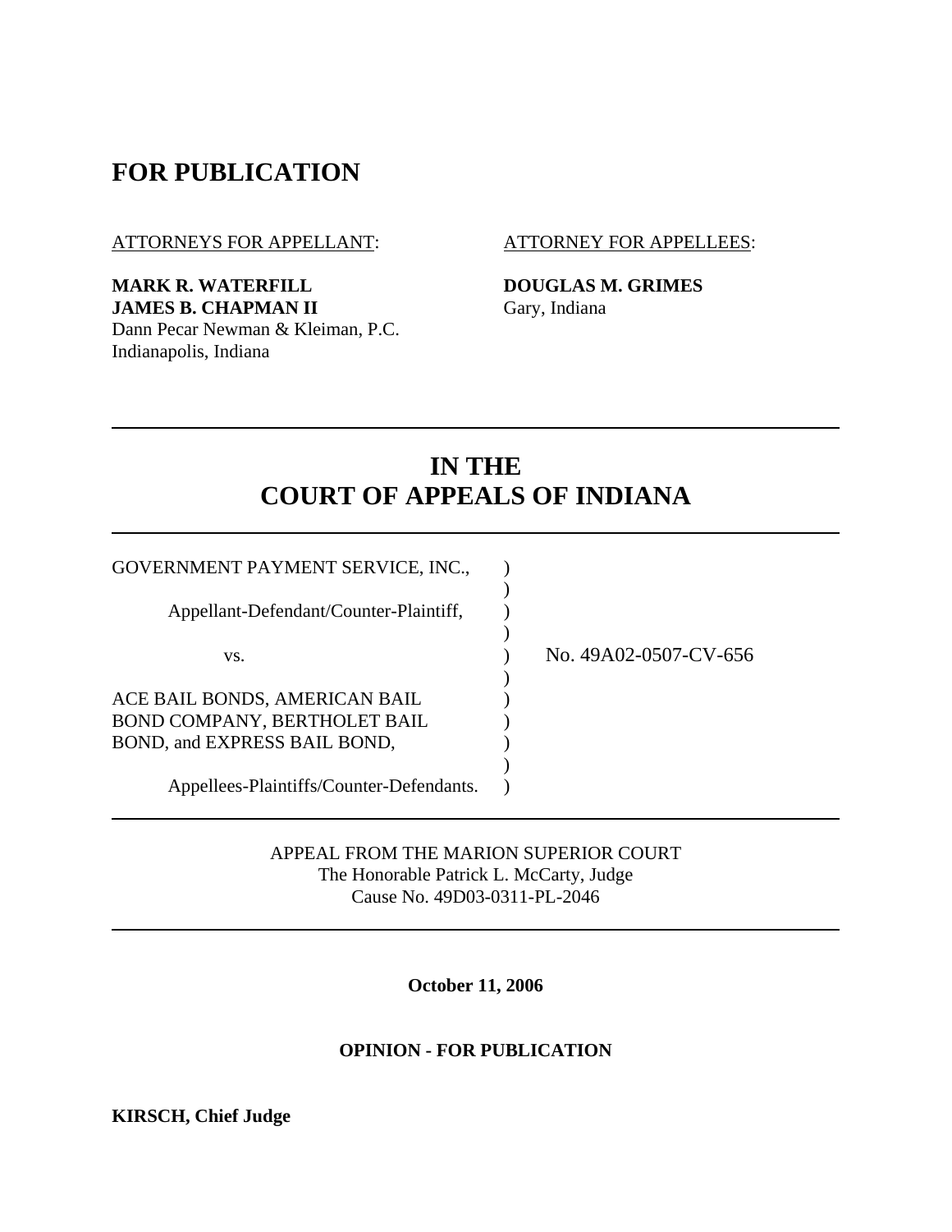# FOR PUBLICATION

ATTORNEYS FOR APPELLANT:

**MARK R. WATERFILL**
**JAMES B. CHAPMAN II**
Dann Pecar Newman & Kleiman, P.C.
Indianapolis, Indiana

ATTORNEY FOR APPELLEES:

**DOUGLAS M. GRIMES**
Gary, Indiana

---

# IN THE COURT OF APPEALS OF INDIANA

---

GOVERNMENT PAYMENT SERVICE, INC.,

Appellant-Defendant/Counter-Plaintiff,

vs.

ACE BAIL BONDS, AMERICAN BAIL BOND COMPANY, BERTHOLET BAIL BOND, and EXPRESS BAIL BOND,

Appellees-Plaintiffs/Counter-Defendants.

No. 49A02-0507-CV-656

---

APPEAL FROM THE MARION SUPERIOR COURT
The Honorable Patrick L. McCarty, Judge
Cause No. 49D03-0311-PL-2046

---

**October 11, 2006**

**OPINION - FOR PUBLICATION**

**KIRSCH, Chief Judge**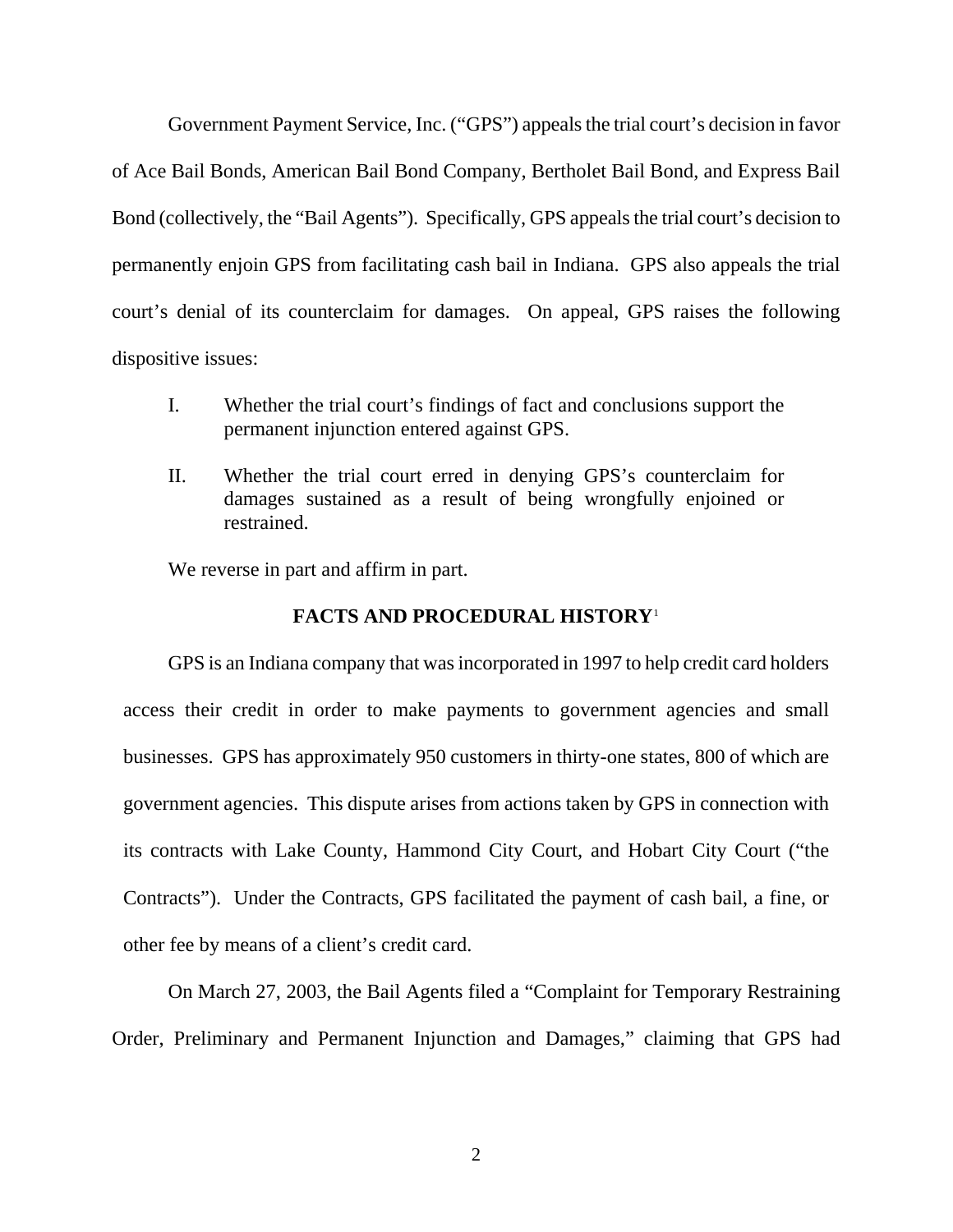Government Payment Service, Inc. ("GPS") appeals the trial court's decision in favor of Ace Bail Bonds, American Bail Bond Company, Bertholet Bail Bond, and Express Bail Bond (collectively, the "Bail Agents"). Specifically, GPS appeals the trial court's decision to permanently enjoin GPS from facilitating cash bail in Indiana. GPS also appeals the trial court's denial of its counterclaim for damages. On appeal, GPS raises the following dispositive issues:

I. Whether the trial court's findings of fact and conclusions support the permanent injunction entered against GPS.

II. Whether the trial court erred in denying GPS's counterclaim for damages sustained as a result of being wrongfully enjoined or restrained.

We reverse in part and affirm in part.

## FACTS AND PROCEDURAL HISTORY[1]

GPS is an Indiana company that was incorporated in 1997 to help credit card holders access their credit in order to make payments to government agencies and small businesses. GPS has approximately 950 customers in thirty-one states, 800 of which are government agencies. This dispute arises from actions taken by GPS in connection with its contracts with Lake County, Hammond City Court, and Hobart City Court ("the Contracts"). Under the Contracts, GPS facilitated the payment of cash bail, a fine, or other fee by means of a client's credit card.

On March 27, 2003, the Bail Agents filed a "Complaint for Temporary Restraining Order, Preliminary and Permanent Injunction and Damages," claiming that GPS had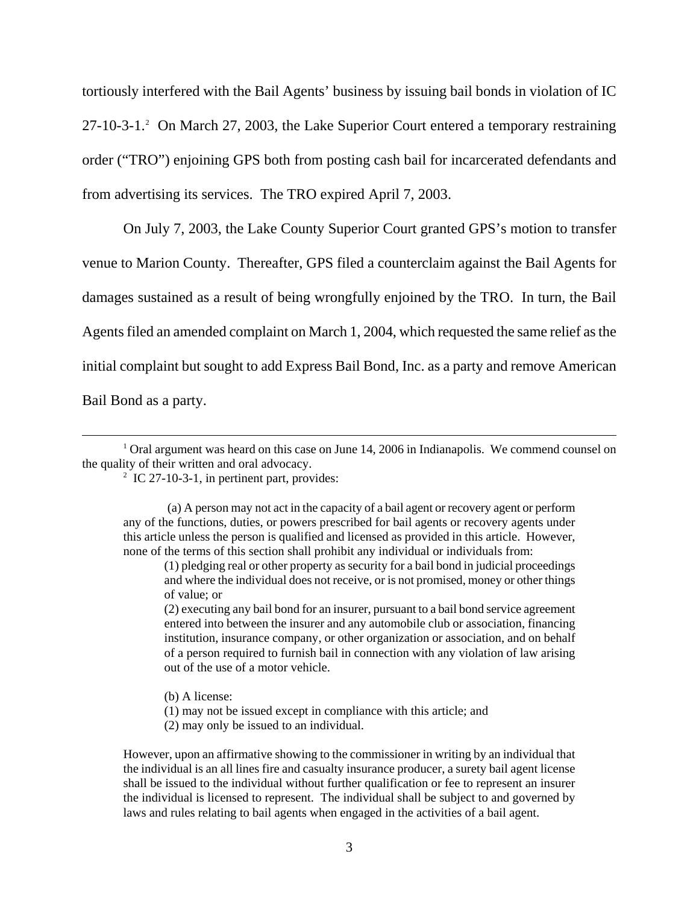tortiously interfered with the Bail Agents' business by issuing bail bonds in violation of IC 27-10-3-1.[2] On March 27, 2003, the Lake Superior Court entered a temporary restraining order ("TRO") enjoining GPS both from posting cash bail for incarcerated defendants and from advertising its services. The TRO expired April 7, 2003.

On July 7, 2003, the Lake County Superior Court granted GPS's motion to transfer venue to Marion County. Thereafter, GPS filed a counterclaim against the Bail Agents for damages sustained as a result of being wrongfully enjoined by the TRO. In turn, the Bail Agents filed an amended complaint on March 1, 2004, which requested the same relief as the initial complaint but sought to add Express Bail Bond, Inc. as a party and remove American Bail Bond as a party.

---

[1] Oral argument was heard on this case on June 14, 2006 in Indianapolis. We commend counsel on the quality of their written and oral advocacy.

[2] IC 27-10-3-1, in pertinent part, provides:

> (a) A person may not act in the capacity of a bail agent or recovery agent or perform any of the functions, duties, or powers prescribed for bail agents or recovery agents under this article unless the person is qualified and licensed as provided in this article. However, none of the terms of this section shall prohibit any individual or individuals from:
>
> (1) pledging real or other property as security for a bail bond in judicial proceedings and where the individual does not receive, or is not promised, money or other things of value; or
>
> (2) executing any bail bond for an insurer, pursuant to a bail bond service agreement entered into between the insurer and any automobile club or association, financing institution, insurance company, or other organization or association, and on behalf of a person required to furnish bail in connection with any violation of law arising out of the use of a motor vehicle.
>
> (b) A license:
>
> (1) may not be issued except in compliance with this article; and
>
> (2) may only be issued to an individual.
>
> However, upon an affirmative showing to the commissioner in writing by an individual that the individual is an all lines fire and casualty insurance producer, a surety bail agent license shall be issued to the individual without further qualification or fee to represent an insurer the individual is licensed to represent. The individual shall be subject to and governed by laws and rules relating to bail agents when engaged in the activities of a bail agent.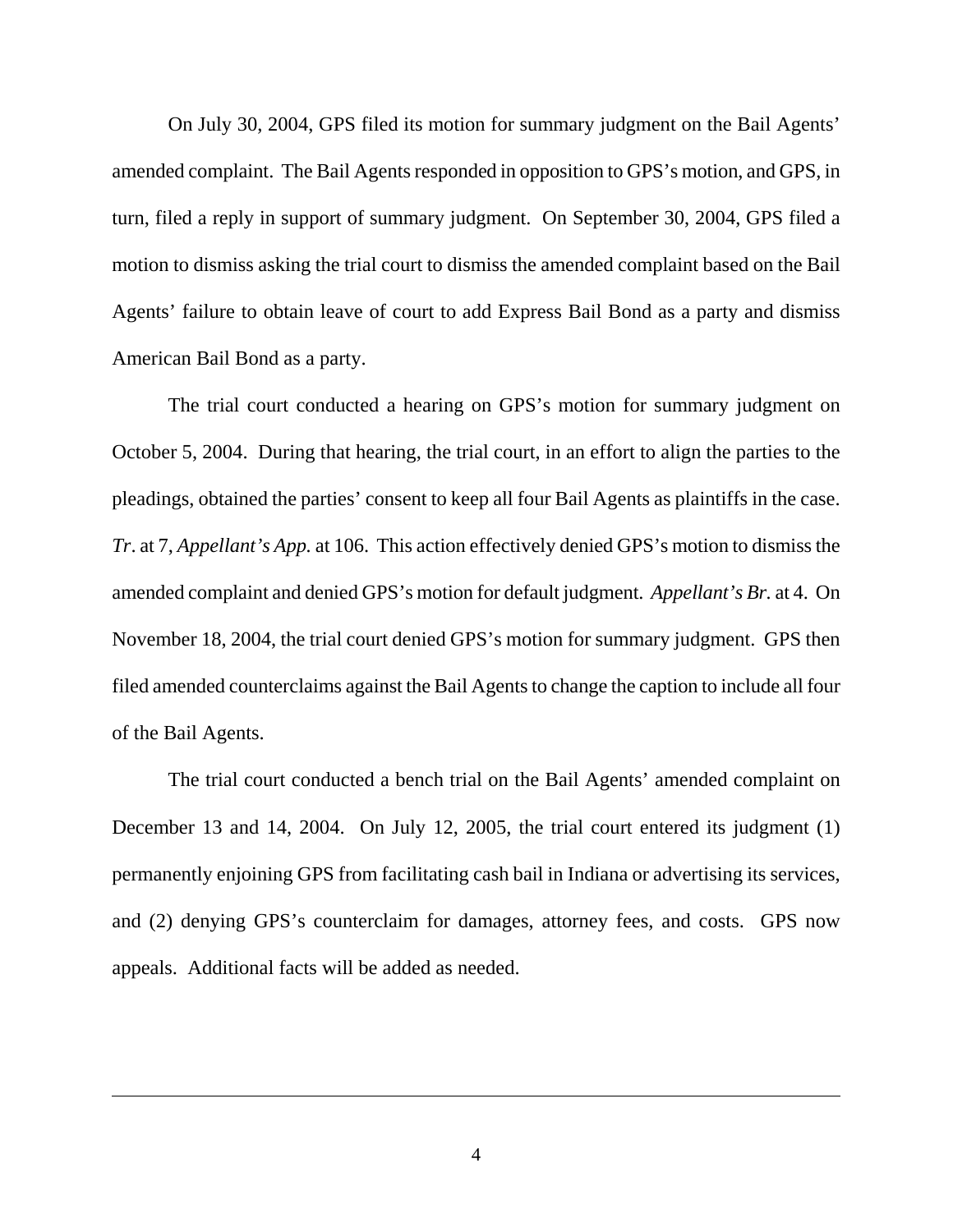On July 30, 2004, GPS filed its motion for summary judgment on the Bail Agents' amended complaint. The Bail Agents responded in opposition to GPS's motion, and GPS, in turn, filed a reply in support of summary judgment. On September 30, 2004, GPS filed a motion to dismiss asking the trial court to dismiss the amended complaint based on the Bail Agents' failure to obtain leave of court to add Express Bail Bond as a party and dismiss American Bail Bond as a party.

The trial court conducted a hearing on GPS's motion for summary judgment on October 5, 2004. During that hearing, the trial court, in an effort to align the parties to the pleadings, obtained the parties' consent to keep all four Bail Agents as plaintiffs in the case. *Tr*. at 7, *Appellant's App.* at 106. This action effectively denied GPS's motion to dismiss the amended complaint and denied GPS's motion for default judgment. *Appellant's Br.* at 4. On November 18, 2004, the trial court denied GPS's motion for summary judgment. GPS then filed amended counterclaims against the Bail Agents to change the caption to include all four of the Bail Agents.

The trial court conducted a bench trial on the Bail Agents' amended complaint on December 13 and 14, 2004. On July 12, 2005, the trial court entered its judgment (1) permanently enjoining GPS from facilitating cash bail in Indiana or advertising its services, and (2) denying GPS's counterclaim for damages, attorney fees, and costs. GPS now appeals. Additional facts will be added as needed.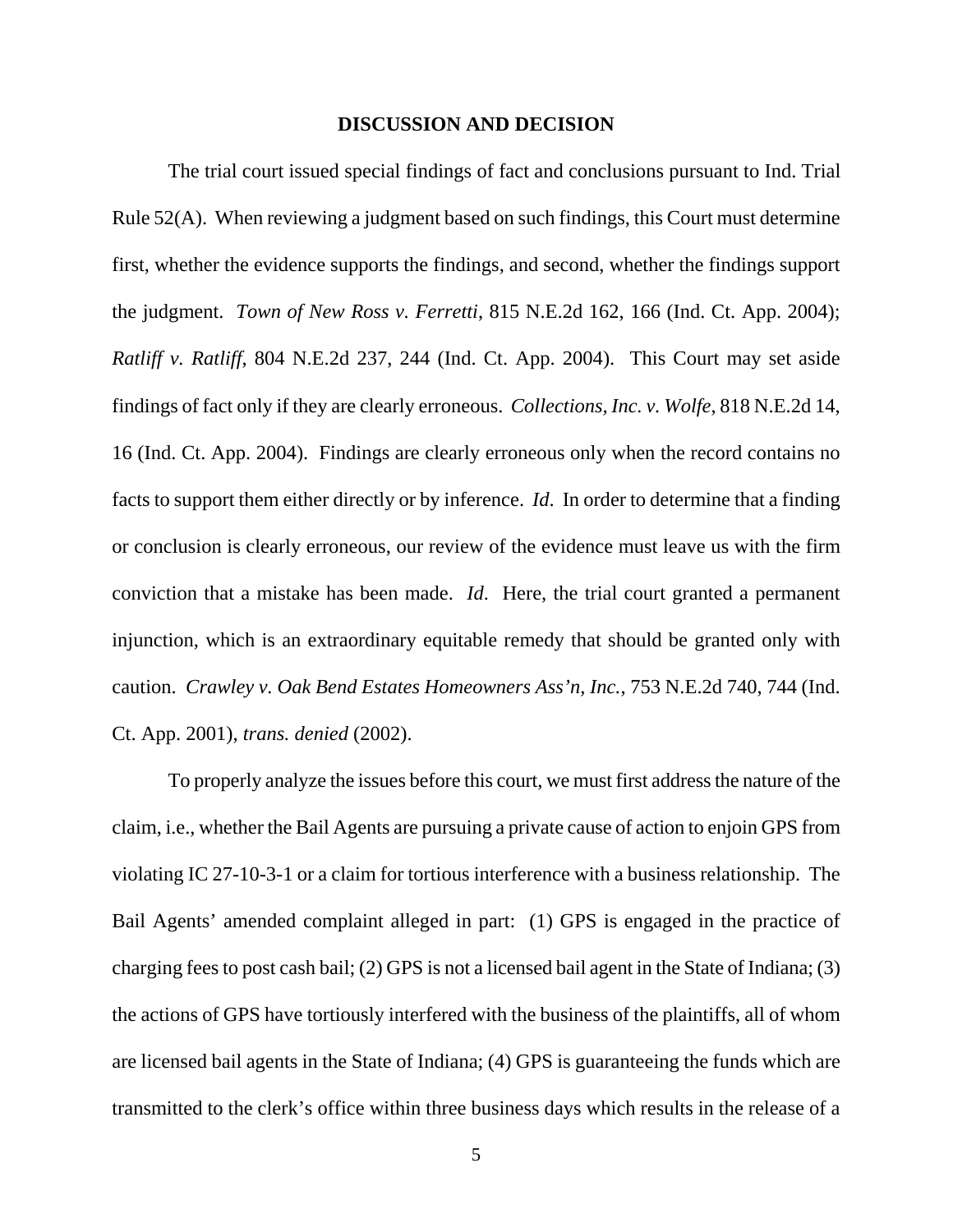## DISCUSSION AND DECISION

The trial court issued special findings of fact and conclusions pursuant to Ind. Trial Rule 52(A). When reviewing a judgment based on such findings, this Court must determine first, whether the evidence supports the findings, and second, whether the findings support the judgment. *Town of New Ross v. Ferretti*, 815 N.E.2d 162, 166 (Ind. Ct. App. 2004); *Ratliff v. Ratliff*, 804 N.E.2d 237, 244 (Ind. Ct. App. 2004). This Court may set aside findings of fact only if they are clearly erroneous. *Collections, Inc. v. Wolfe,* 818 N.E.2d 14, 16 (Ind. Ct. App. 2004). Findings are clearly erroneous only when the record contains no facts to support them either directly or by inference. *Id*. In order to determine that a finding or conclusion is clearly erroneous, our review of the evidence must leave us with the firm conviction that a mistake has been made. *Id*. Here, the trial court granted a permanent injunction, which is an extraordinary equitable remedy that should be granted only with caution. *Crawley v. Oak Bend Estates Homeowners Ass'n, Inc.*, 753 N.E.2d 740, 744 (Ind. Ct. App. 2001), *trans. denied* (2002).

To properly analyze the issues before this court, we must first address the nature of the claim, i.e., whether the Bail Agents are pursuing a private cause of action to enjoin GPS from violating IC 27-10-3-1 or a claim for tortious interference with a business relationship. The Bail Agents' amended complaint alleged in part: (1) GPS is engaged in the practice of charging fees to post cash bail; (2) GPS is not a licensed bail agent in the State of Indiana; (3) the actions of GPS have tortiously interfered with the business of the plaintiffs, all of whom are licensed bail agents in the State of Indiana; (4) GPS is guaranteeing the funds which are transmitted to the clerk's office within three business days which results in the release of a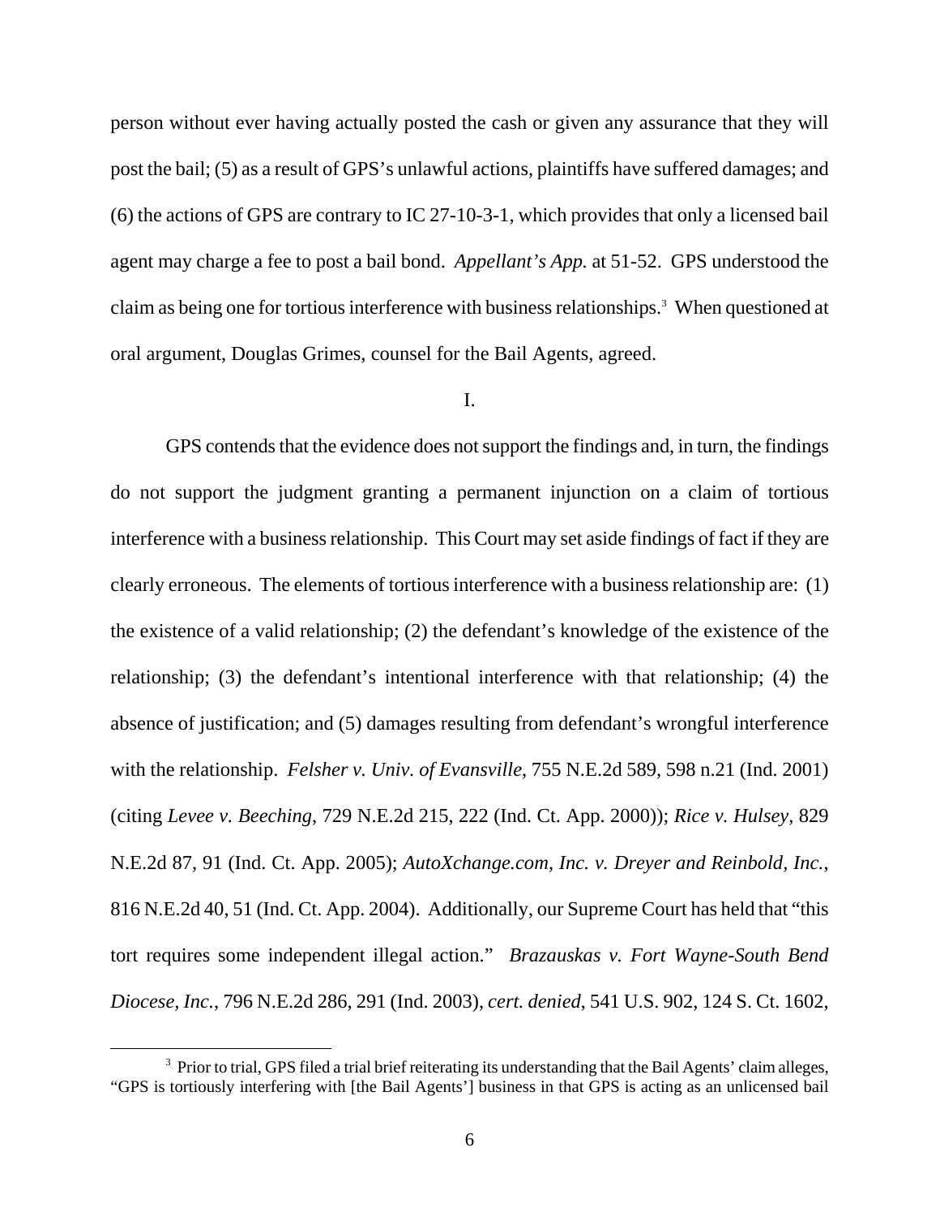person without ever having actually posted the cash or given any assurance that they will post the bail; (5) as a result of GPS's unlawful actions, plaintiffs have suffered damages; and (6) the actions of GPS are contrary to IC 27-10-3-1, which provides that only a licensed bail agent may charge a fee to post a bail bond. *Appellant's App.* at 51-52. GPS understood the claim as being one for tortious interference with business relationships.[3] When questioned at oral argument, Douglas Grimes, counsel for the Bail Agents, agreed.

I.

GPS contends that the evidence does not support the findings and, in turn, the findings do not support the judgment granting a permanent injunction on a claim of tortious interference with a business relationship. This Court may set aside findings of fact if they are clearly erroneous. The elements of tortious interference with a business relationship are: (1) the existence of a valid relationship; (2) the defendant's knowledge of the existence of the relationship; (3) the defendant's intentional interference with that relationship; (4) the absence of justification; and (5) damages resulting from defendant's wrongful interference with the relationship. *Felsher v. Univ. of Evansville*, 755 N.E.2d 589, 598 n.21 (Ind. 2001) (citing *Levee v. Beeching*, 729 N.E.2d 215, 222 (Ind. Ct. App. 2000)); *Rice v. Hulsey*, 829 N.E.2d 87, 91 (Ind. Ct. App. 2005); *AutoXchange.com, Inc. v. Dreyer and Reinbold, Inc.*, 816 N.E.2d 40, 51 (Ind. Ct. App. 2004). Additionally, our Supreme Court has held that "this tort requires some independent illegal action." *Brazauskas v. Fort Wayne-South Bend Diocese, Inc.*, 796 N.E.2d 286, 291 (Ind. 2003), *cert. denied*, 541 U.S. 902, 124 S. Ct. 1602,

[3] Prior to trial, GPS filed a trial brief reiterating its understanding that the Bail Agents' claim alleges, "GPS is tortiously interfering with [the Bail Agents'] business in that GPS is acting as an unlicensed bail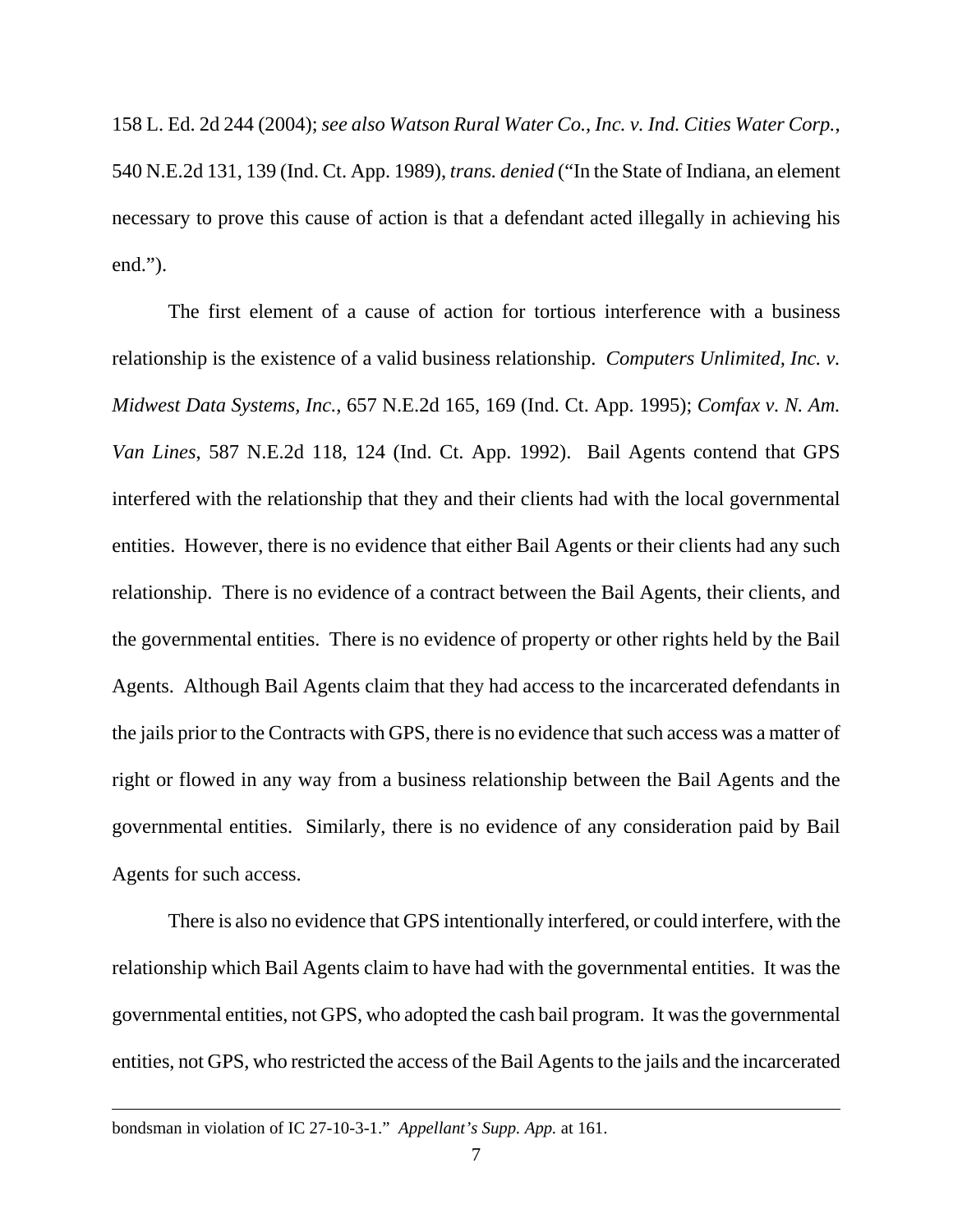158 L. Ed. 2d 244 (2004); *see also Watson Rural Water Co., Inc. v. Ind. Cities Water Corp.*, 540 N.E.2d 131, 139 (Ind. Ct. App. 1989), *trans. denied* ("In the State of Indiana, an element necessary to prove this cause of action is that a defendant acted illegally in achieving his end.").

The first element of a cause of action for tortious interference with a business relationship is the existence of a valid business relationship. *Computers Unlimited, Inc. v. Midwest Data Systems, Inc.*, 657 N.E.2d 165, 169 (Ind. Ct. App. 1995); *Comfax v. N. Am. Van Lines*, 587 N.E.2d 118, 124 (Ind. Ct. App. 1992). Bail Agents contend that GPS interfered with the relationship that they and their clients had with the local governmental entities. However, there is no evidence that either Bail Agents or their clients had any such relationship. There is no evidence of a contract between the Bail Agents, their clients, and the governmental entities. There is no evidence of property or other rights held by the Bail Agents. Although Bail Agents claim that they had access to the incarcerated defendants in the jails prior to the Contracts with GPS, there is no evidence that such access was a matter of right or flowed in any way from a business relationship between the Bail Agents and the governmental entities. Similarly, there is no evidence of any consideration paid by Bail Agents for such access.

There is also no evidence that GPS intentionally interfered, or could interfere, with the relationship which Bail Agents claim to have had with the governmental entities. It was the governmental entities, not GPS, who adopted the cash bail program. It was the governmental entities, not GPS, who restricted the access of the Bail Agents to the jails and the incarcerated

---

bondsman in violation of IC 27-10-3-1." *Appellant's Supp. App.* at 161.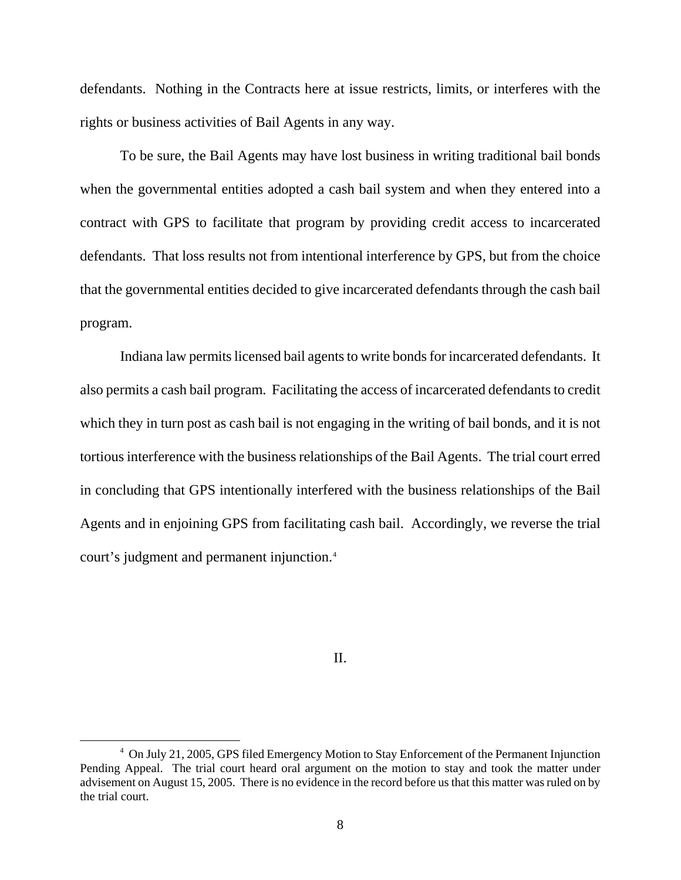defendants. Nothing in the Contracts here at issue restricts, limits, or interferes with the rights or business activities of Bail Agents in any way.

To be sure, the Bail Agents may have lost business in writing traditional bail bonds when the governmental entities adopted a cash bail system and when they entered into a contract with GPS to facilitate that program by providing credit access to incarcerated defendants. That loss results not from intentional interference by GPS, but from the choice that the governmental entities decided to give incarcerated defendants through the cash bail program.

Indiana law permits licensed bail agents to write bonds for incarcerated defendants. It also permits a cash bail program. Facilitating the access of incarcerated defendants to credit which they in turn post as cash bail is not engaging in the writing of bail bonds, and it is not tortious interference with the business relationships of the Bail Agents. The trial court erred in concluding that GPS intentionally interfered with the business relationships of the Bail Agents and in enjoining GPS from facilitating cash bail. Accordingly, we reverse the trial court's judgment and permanent injunction.[4]

## II.

[4] On July 21, 2005, GPS filed Emergency Motion to Stay Enforcement of the Permanent Injunction Pending Appeal. The trial court heard oral argument on the motion to stay and took the matter under advisement on August 15, 2005. There is no evidence in the record before us that this matter was ruled on by the trial court.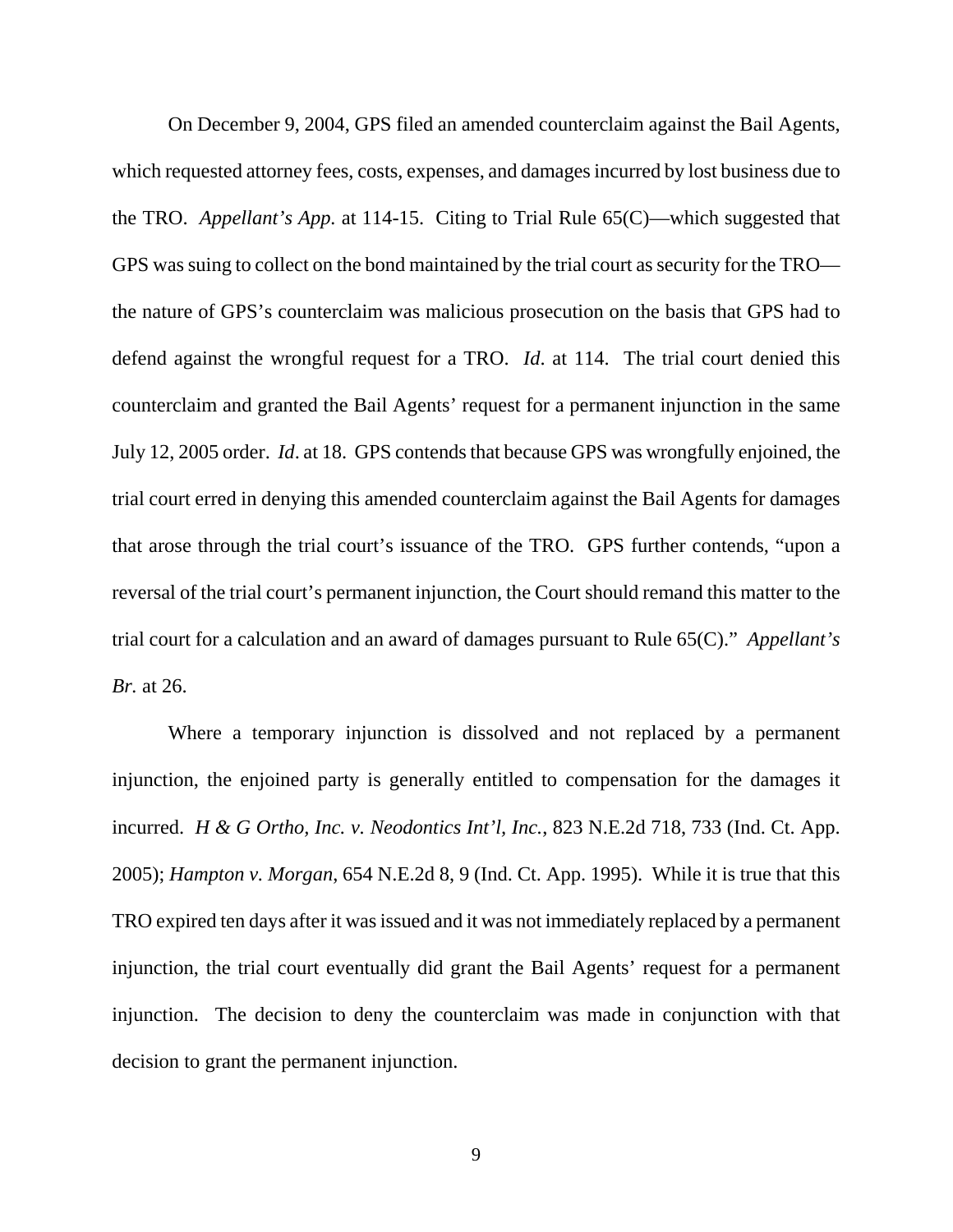On December 9, 2004, GPS filed an amended counterclaim against the Bail Agents, which requested attorney fees, costs, expenses, and damages incurred by lost business due to the TRO. *Appellant's App.* at 114-15. Citing to Trial Rule 65(C)—which suggested that GPS was suing to collect on the bond maintained by the trial court as security for the TRO—the nature of GPS's counterclaim was malicious prosecution on the basis that GPS had to defend against the wrongful request for a TRO. *Id*. at 114. The trial court denied this counterclaim and granted the Bail Agents' request for a permanent injunction in the same July 12, 2005 order. *Id*. at 18. GPS contends that because GPS was wrongfully enjoined, the trial court erred in denying this amended counterclaim against the Bail Agents for damages that arose through the trial court's issuance of the TRO. GPS further contends, "upon a reversal of the trial court's permanent injunction, the Court should remand this matter to the trial court for a calculation and an award of damages pursuant to Rule 65(C)." *Appellant's Br.* at 26.

Where a temporary injunction is dissolved and not replaced by a permanent injunction, the enjoined party is generally entitled to compensation for the damages it incurred. *H & G Ortho, Inc. v. Neodontics Int'l, Inc.*, 823 N.E.2d 718, 733 (Ind. Ct. App. 2005); *Hampton v. Morgan*, 654 N.E.2d 8, 9 (Ind. Ct. App. 1995). While it is true that this TRO expired ten days after it was issued and it was not immediately replaced by a permanent injunction, the trial court eventually did grant the Bail Agents' request for a permanent injunction. The decision to deny the counterclaim was made in conjunction with that decision to grant the permanent injunction.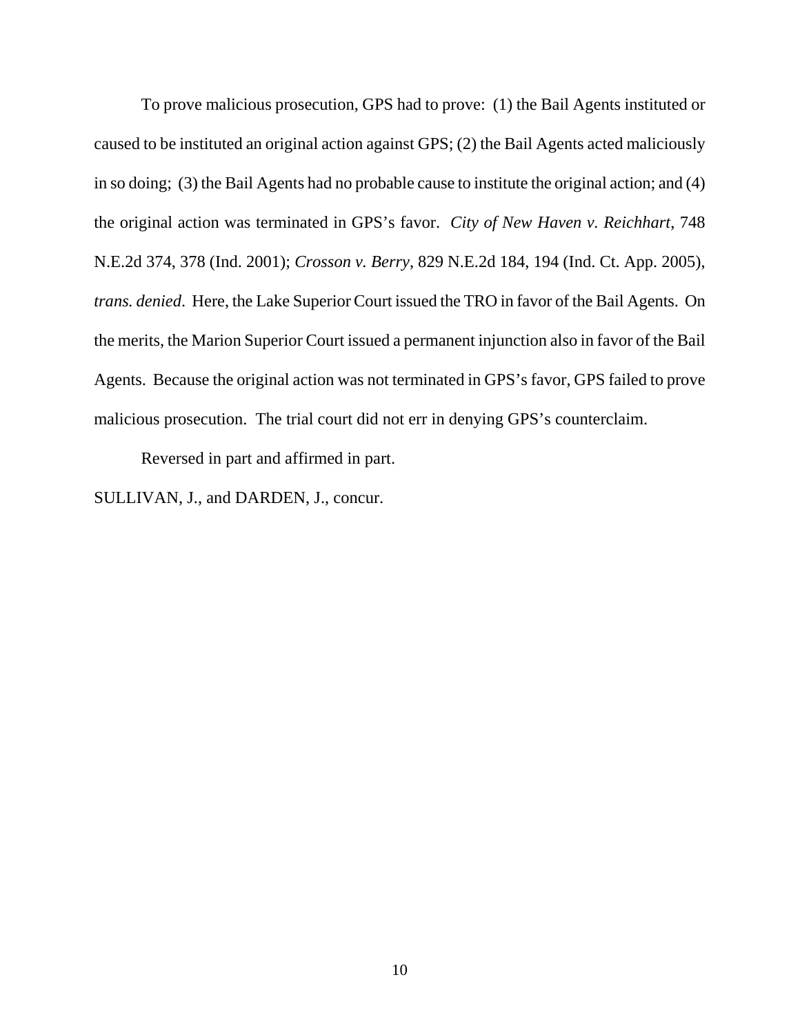To prove malicious prosecution, GPS had to prove: (1) the Bail Agents instituted or caused to be instituted an original action against GPS; (2) the Bail Agents acted maliciously in so doing; (3) the Bail Agents had no probable cause to institute the original action; and (4) the original action was terminated in GPS's favor. *City of New Haven v. Reichhart*, 748 N.E.2d 374, 378 (Ind. 2001); *Crosson v. Berry*, 829 N.E.2d 184, 194 (Ind. Ct. App. 2005), *trans. denied*. Here, the Lake Superior Court issued the TRO in favor of the Bail Agents. On the merits, the Marion Superior Court issued a permanent injunction also in favor of the Bail Agents. Because the original action was not terminated in GPS's favor, GPS failed to prove malicious prosecution. The trial court did not err in denying GPS's counterclaim.

Reversed in part and affirmed in part.

SULLIVAN, J., and DARDEN, J., concur.